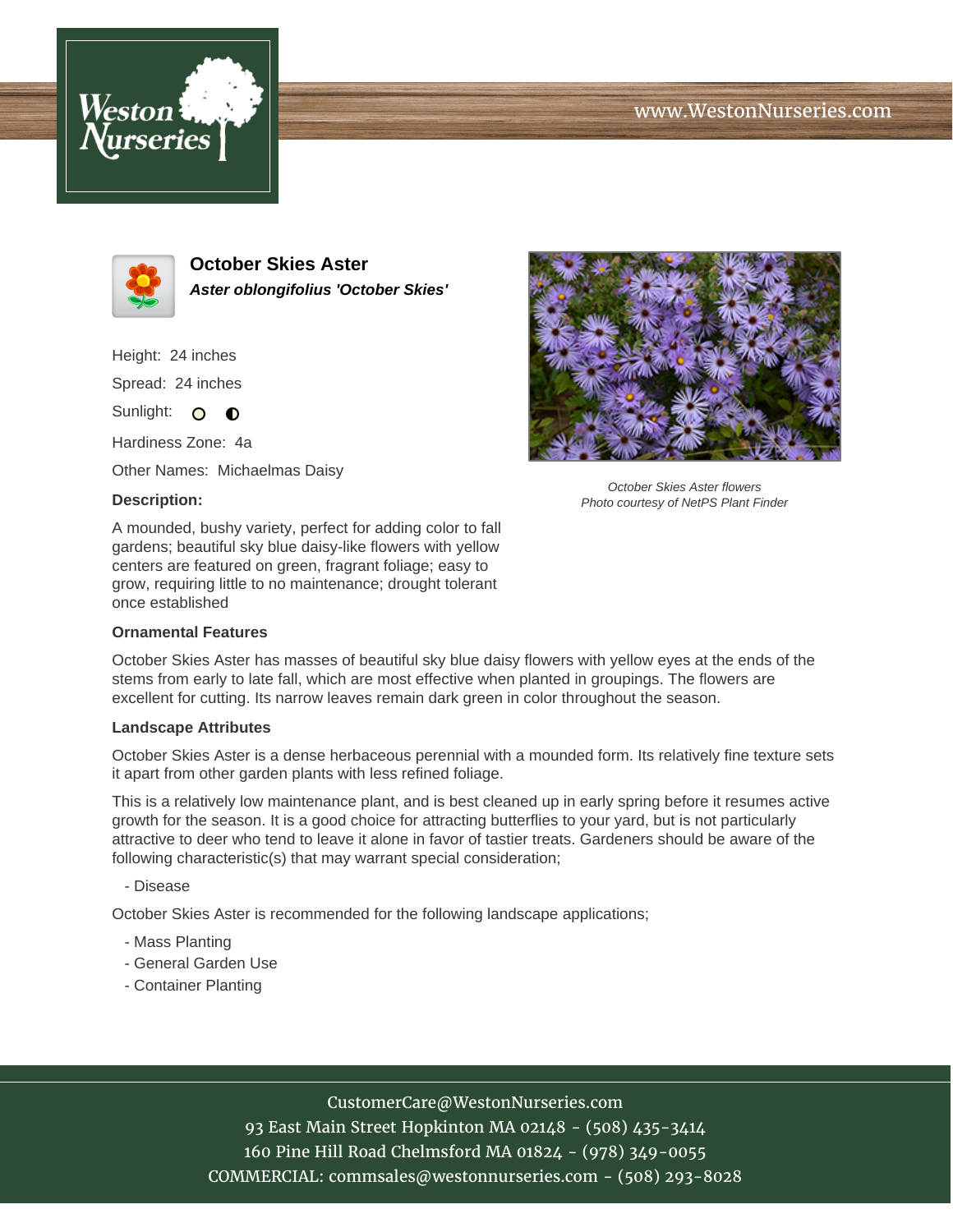www.WestonNurseries.com

# October Skies Aster

***Aster oblongifolius 'October Skies'***

Height: 24 inches

Spread: 24 inches

Sunlight:

Hardiness Zone: 4a

Other Names: Michaelmas Daisy

*October Skies Aster flowers*
*Photo courtesy of NetPS Plant Finder*

**Description:**

A mounded, bushy variety, perfect for adding color to fall gardens; beautiful sky blue daisy-like flowers with yellow centers are featured on green, fragrant foliage; easy to grow, requiring little to no maintenance; drought tolerant once established

### Ornamental Features

October Skies Aster has masses of beautiful sky blue daisy flowers with yellow eyes at the ends of the stems from early to late fall, which are most effective when planted in groupings. The flowers are excellent for cutting. Its narrow leaves remain dark green in color throughout the season.

### Landscape Attributes

October Skies Aster is a dense herbaceous perennial with a mounded form. Its relatively fine texture sets it apart from other garden plants with less refined foliage.

This is a relatively low maintenance plant, and is best cleaned up in early spring before it resumes active growth for the season. It is a good choice for attracting butterflies to your yard, but is not particularly attractive to deer who tend to leave it alone in favor of tastier treats. Gardeners should be aware of the following characteristic(s) that may warrant special consideration;

- Disease

October Skies Aster is recommended for the following landscape applications;

- Mass Planting
- General Garden Use
- Container Planting

CustomerCare@WestonNurseries.com
93 East Main Street Hopkinton MA 02148 - (508) 435-3414
160 Pine Hill Road Chelmsford MA 01824 - (978) 349-0055
COMMERCIAL: commsales@westonnurseries.com - (508) 293-8028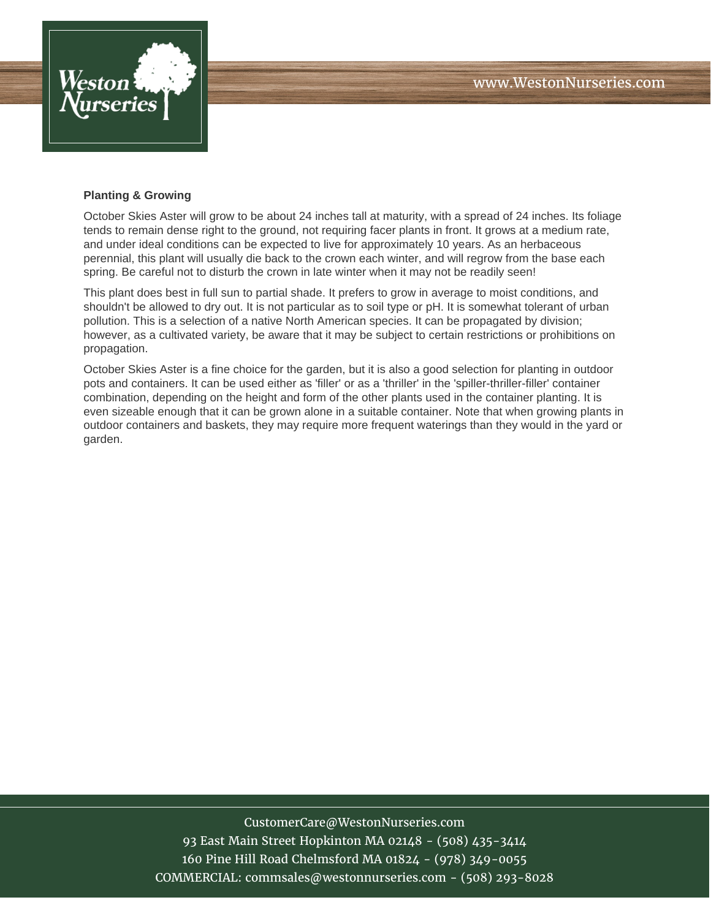**Planting & Growing**

October Skies Aster will grow to be about 24 inches tall at maturity, with a spread of 24 inches. Its foliage tends to remain dense right to the ground, not requiring facer plants in front. It grows at a medium rate, and under ideal conditions can be expected to live for approximately 10 years. As an herbaceous perennial, this plant will usually die back to the crown each winter, and will regrow from the base each spring. Be careful not to disturb the crown in late winter when it may not be readily seen!

This plant does best in full sun to partial shade. It prefers to grow in average to moist conditions, and shouldn't be allowed to dry out. It is not particular as to soil type or pH. It is somewhat tolerant of urban pollution. This is a selection of a native North American species. It can be propagated by division; however, as a cultivated variety, be aware that it may be subject to certain restrictions or prohibitions on propagation.

October Skies Aster is a fine choice for the garden, but it is also a good selection for planting in outdoor pots and containers. It can be used either as 'filler' or as a 'thriller' in the 'spiller-thriller-filler' container combination, depending on the height and form of the other plants used in the container planting. It is even sizeable enough that it can be grown alone in a suitable container. Note that when growing plants in outdoor containers and baskets, they may require more frequent waterings than they would in the yard or garden.